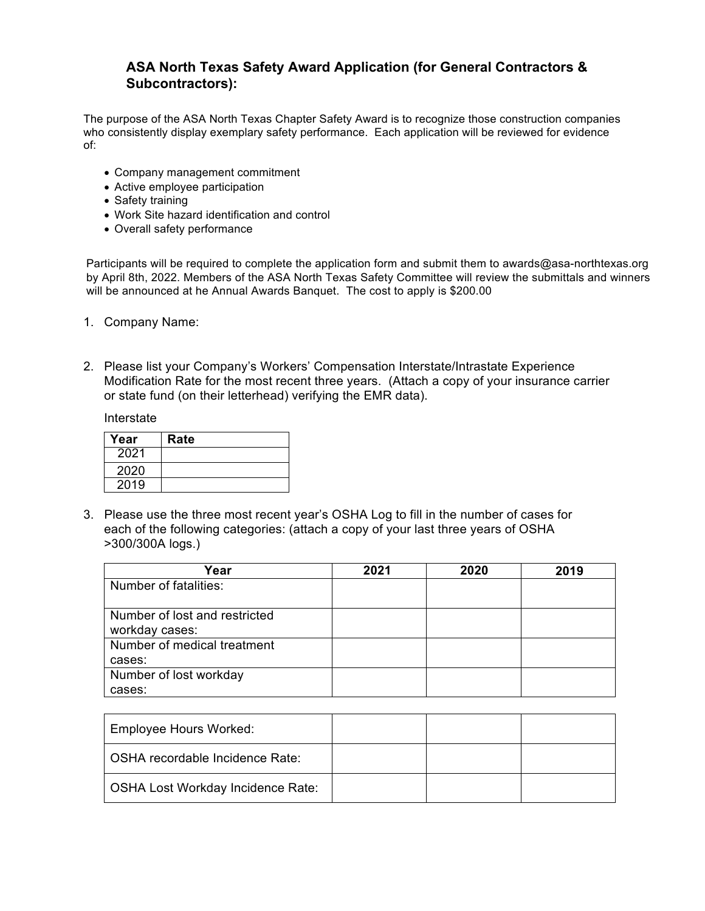## ASA North Texas Safety Award Application (for General Contractors & Subcontractors):

The purpose of the ASA North Texas Chapter Safety Award is to recognize those construction companies who consistently display exemplary safety performance. Each application will be reviewed for evidence of:

- Company management commitment
- Active employee participation
- Safety training
- Work Site hazard identification and control
- Overall safety performance

Participants will be required to complete the application form and submit them to awards@asa-northtexas.org by April 8th, 2022. Members of the ASA North Texas Safety Committee will review the submittals and winners will be announced at he Annual Awards Banquet. The cost to apply is $200.00

1. Company Name:

2. Please list your Company's Workers' Compensation Interstate/Intrastate Experience Modification Rate for the most recent three years. (Attach a copy of your insurance carrier or state fund (on their letterhead) verifying the EMR data).

   Interstate

| Year | Rate |
|---|---|
| 2021 | |
| 2020 | |
| 2019 | |

3. Please use the three most recent year's OSHA Log to fill in the number of cases for each of the following categories: (attach a copy of your last three years of OSHA >300/300A logs.)

| Year | 2021 | 2020 | 2019 |
|---|---|---|---|
| Number of fatalities: | | | |
| Number of lost and restricted workday cases: | | | |
| Number of medical treatment cases: | | | |
| Number of lost workday cases: | | | |

| | | | |
|---|---|---|---|
| Employee Hours Worked: | | | |
| OSHA recordable Incidence Rate: | | | |
| OSHA Lost Workday Incidence Rate: | | | |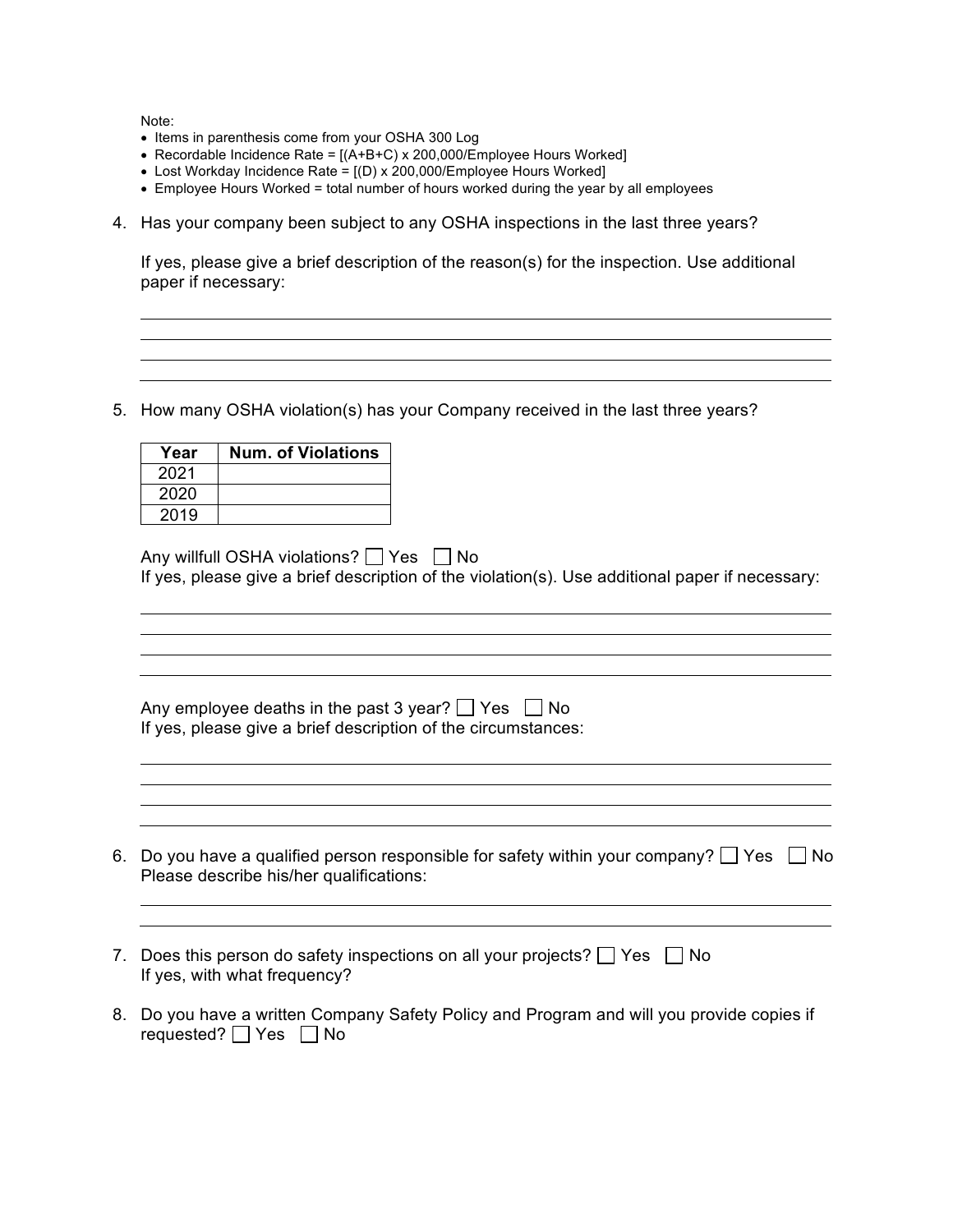Note:

- Items in parenthesis come from your OSHA 300 Log
- Recordable Incidence Rate = [(A+B+C) x 200,000/Employee Hours Worked]
- Lost Workday Incidence Rate = [(D) x 200,000/Employee Hours Worked]
- Employee Hours Worked = total number of hours worked during the year by all employees

4. Has your company been subject to any OSHA inspections in the last three years?

   If yes, please give a brief description of the reason(s) for the inspection. Use additional paper if necessary:

   \_\_\_\_\_\_\_\_\_\_\_\_\_\_\_\_\_\_\_\_\_\_\_\_\_\_\_\_\_\_\_\_\_\_\_\_\_\_\_\_\_\_\_\_\_\_\_\_\_\_\_\_\_\_\_\_\_\_\_\_\_\_\_\_\_\_\_\_\_\_

   \_\_\_\_\_\_\_\_\_\_\_\_\_\_\_\_\_\_\_\_\_\_\_\_\_\_\_\_\_\_\_\_\_\_\_\_\_\_\_\_\_\_\_\_\_\_\_\_\_\_\_\_\_\_\_\_\_\_\_\_\_\_\_\_\_\_\_\_\_\_

   \_\_\_\_\_\_\_\_\_\_\_\_\_\_\_\_\_\_\_\_\_\_\_\_\_\_\_\_\_\_\_\_\_\_\_\_\_\_\_\_\_\_\_\_\_\_\_\_\_\_\_\_\_\_\_\_\_\_\_\_\_\_\_\_\_\_\_\_\_\_

   \_\_\_\_\_\_\_\_\_\_\_\_\_\_\_\_\_\_\_\_\_\_\_\_\_\_\_\_\_\_\_\_\_\_\_\_\_\_\_\_\_\_\_\_\_\_\_\_\_\_\_\_\_\_\_\_\_\_\_\_\_\_\_\_\_\_\_\_\_\_

5. How many OSHA violation(s) has your Company received in the last three years?

   | Year | Num. of Violations |
   |---|---|
   | 2021 | |
   | 2020 | |
   | 2019 | |

   Any willfull OSHA violations? ☐ Yes ☐ No
   If yes, please give a brief description of the violation(s). Use additional paper if necessary:

   \_\_\_\_\_\_\_\_\_\_\_\_\_\_\_\_\_\_\_\_\_\_\_\_\_\_\_\_\_\_\_\_\_\_\_\_\_\_\_\_\_\_\_\_\_\_\_\_\_\_\_\_\_\_\_\_\_\_\_\_\_\_\_\_\_\_\_\_\_\_

   \_\_\_\_\_\_\_\_\_\_\_\_\_\_\_\_\_\_\_\_\_\_\_\_\_\_\_\_\_\_\_\_\_\_\_\_\_\_\_\_\_\_\_\_\_\_\_\_\_\_\_\_\_\_\_\_\_\_\_\_\_\_\_\_\_\_\_\_\_\_

   \_\_\_\_\_\_\_\_\_\_\_\_\_\_\_\_\_\_\_\_\_\_\_\_\_\_\_\_\_\_\_\_\_\_\_\_\_\_\_\_\_\_\_\_\_\_\_\_\_\_\_\_\_\_\_\_\_\_\_\_\_\_\_\_\_\_\_\_\_\_

   \_\_\_\_\_\_\_\_\_\_\_\_\_\_\_\_\_\_\_\_\_\_\_\_\_\_\_\_\_\_\_\_\_\_\_\_\_\_\_\_\_\_\_\_\_\_\_\_\_\_\_\_\_\_\_\_\_\_\_\_\_\_\_\_\_\_\_\_\_\_

   Any employee deaths in the past 3 year? ☐ Yes ☐ No
   If yes, please give a brief description of the circumstances:

   \_\_\_\_\_\_\_\_\_\_\_\_\_\_\_\_\_\_\_\_\_\_\_\_\_\_\_\_\_\_\_\_\_\_\_\_\_\_\_\_\_\_\_\_\_\_\_\_\_\_\_\_\_\_\_\_\_\_\_\_\_\_\_\_\_\_\_\_\_\_

   \_\_\_\_\_\_\_\_\_\_\_\_\_\_\_\_\_\_\_\_\_\_\_\_\_\_\_\_\_\_\_\_\_\_\_\_\_\_\_\_\_\_\_\_\_\_\_\_\_\_\_\_\_\_\_\_\_\_\_\_\_\_\_\_\_\_\_\_\_\_

   \_\_\_\_\_\_\_\_\_\_\_\_\_\_\_\_\_\_\_\_\_\_\_\_\_\_\_\_\_\_\_\_\_\_\_\_\_\_\_\_\_\_\_\_\_\_\_\_\_\_\_\_\_\_\_\_\_\_\_\_\_\_\_\_\_\_\_\_\_\_

   \_\_\_\_\_\_\_\_\_\_\_\_\_\_\_\_\_\_\_\_\_\_\_\_\_\_\_\_\_\_\_\_\_\_\_\_\_\_\_\_\_\_\_\_\_\_\_\_\_\_\_\_\_\_\_\_\_\_\_\_\_\_\_\_\_\_\_\_\_\_

6. Do you have a qualified person responsible for safety within your company? ☐ Yes ☐ No
   Please describe his/her qualifications:

   \_\_\_\_\_\_\_\_\_\_\_\_\_\_\_\_\_\_\_\_\_\_\_\_\_\_\_\_\_\_\_\_\_\_\_\_\_\_\_\_\_\_\_\_\_\_\_\_\_\_\_\_\_\_\_\_\_\_\_\_\_\_\_\_\_\_\_\_\_\_

   \_\_\_\_\_\_\_\_\_\_\_\_\_\_\_\_\_\_\_\_\_\_\_\_\_\_\_\_\_\_\_\_\_\_\_\_\_\_\_\_\_\_\_\_\_\_\_\_\_\_\_\_\_\_\_\_\_\_\_\_\_\_\_\_\_\_\_\_\_\_

7. Does this person do safety inspections on all your projects? ☐ Yes ☐ No
   If yes, with what frequency?

8. Do you have a written Company Safety Policy and Program and will you provide copies if requested? ☐ Yes ☐ No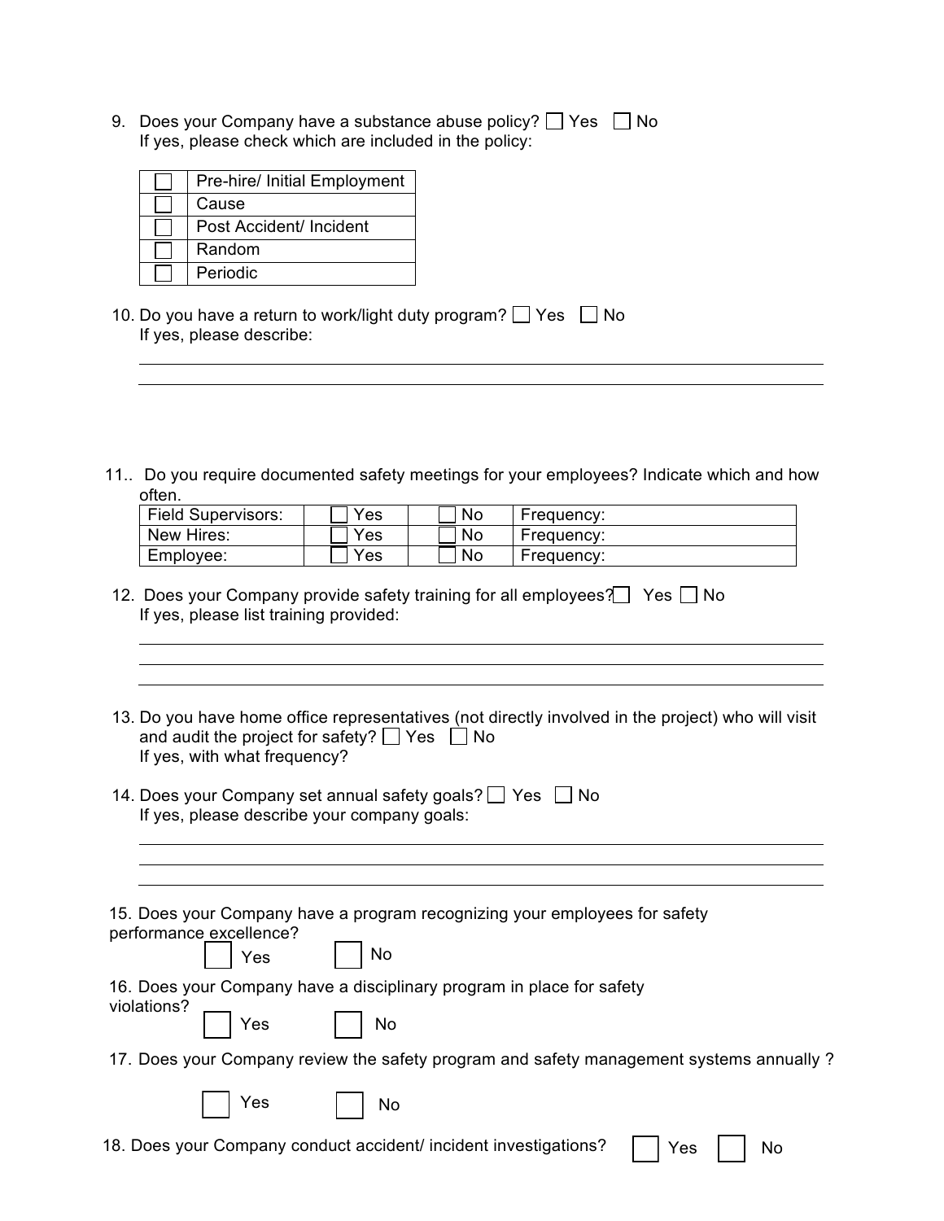9. Does your Company have a substance abuse policy? ☐ Yes ☐ No
   If yes, please check which are included in the policy:

| | |
|---|---|
| ☐ | Pre-hire/ Initial Employment |
| ☐ | Cause |
| ☐ | Post Accident/ Incident |
| ☐ | Random |
| ☐ | Periodic |

10. Do you have a return to work/light duty program? ☐ Yes ☐ No
    If yes, please describe:

    ______________________________________________________________________

    ______________________________________________________________________

11.. Do you require documented safety meetings for your employees? Indicate which and how often.

| | | | |
|---|---|---|---|
| Field Supervisors: | ☐ Yes | ☐ No | Frequency: |
| New Hires: | ☐ Yes | ☐ No | Frequency: |
| Employee: | ☐ Yes | ☐ No | Frequency: |

12. Does your Company provide safety training for all employees? ☐ Yes ☐ No
    If yes, please list training provided:

    ______________________________________________________________________

    ______________________________________________________________________

    ______________________________________________________________________

13. Do you have home office representatives (not directly involved in the project) who will visit and audit the project for safety? ☐ Yes ☐ No
    If yes, with what frequency?

14. Does your Company set annual safety goals? ☐ Yes ☐ No
    If yes, please describe your company goals:

    ______________________________________________________________________

    ______________________________________________________________________

    ______________________________________________________________________

15. Does your Company have a program recognizing your employees for safety performance excellence?

    ☐ Yes ☐ No

16. Does your Company have a disciplinary program in place for safety violations?

    ☐ Yes ☐ No

17. Does your Company review the safety program and safety management systems annually ?

    ☐ Yes ☐ No

18. Does your Company conduct accident/ incident investigations? ☐ Yes ☐ No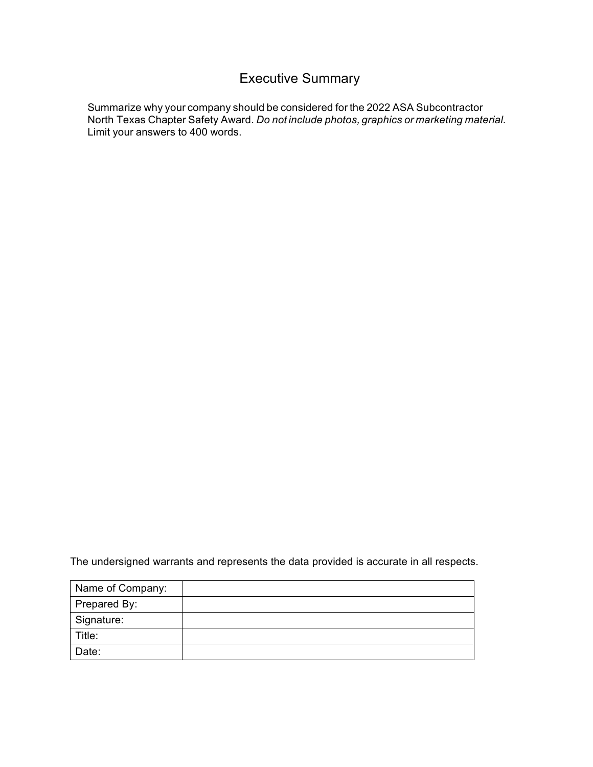# Executive Summary

Summarize why your company should be considered for the 2022 ASA Subcontractor North Texas Chapter Safety Award. *Do not include photos, graphics or marketing material.* Limit your answers to 400 words.

The undersigned warrants and represents the data provided is accurate in all respects.

| | |
|---|---|
| Name of Company: | |
| Prepared By: | |
| Signature: | |
| Title: | |
| Date: | |